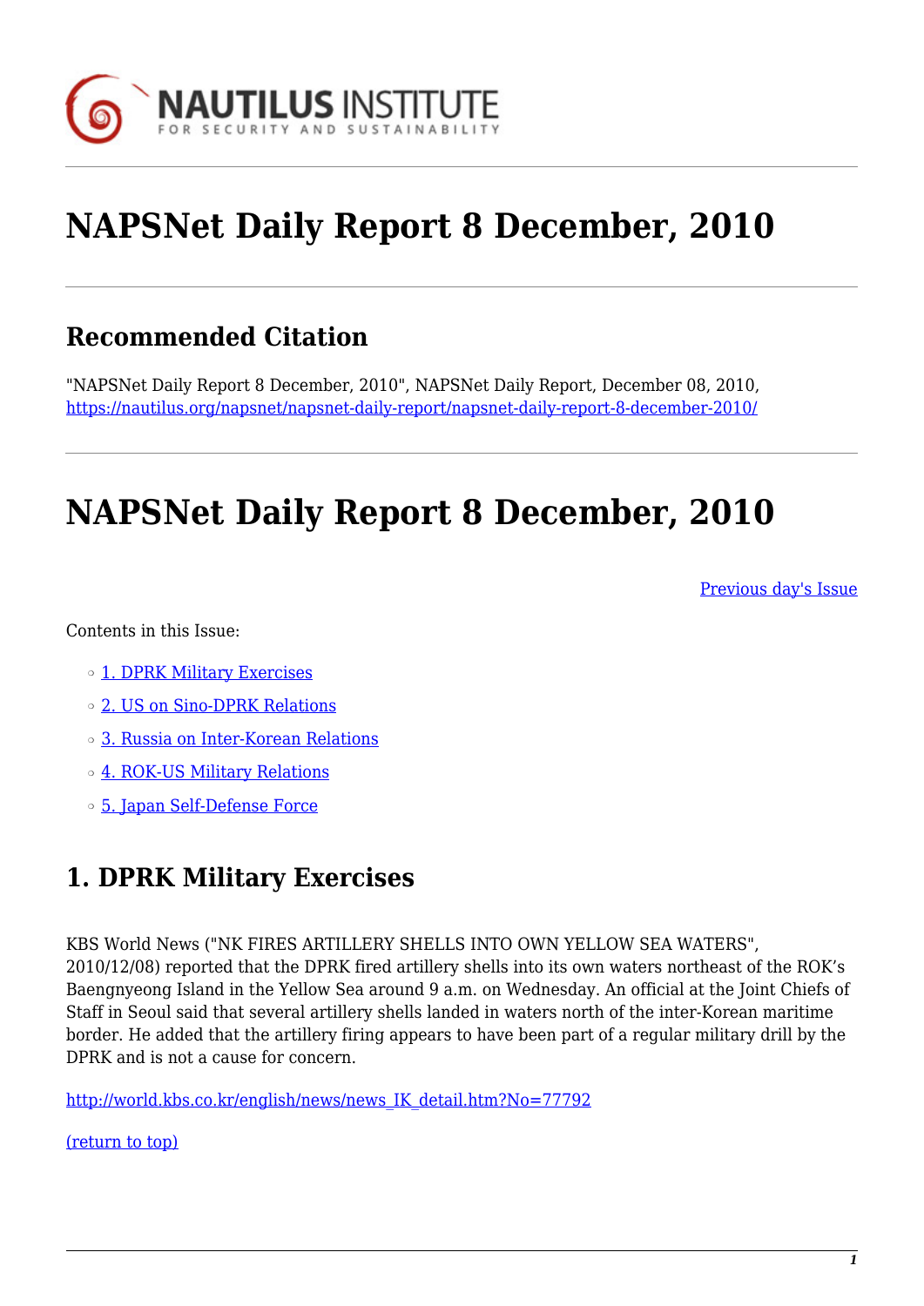NAUTILUS INSTITUTE
FOR SECURITY AND SUSTAINABILITY

# NAPSNet Daily Report 8 December, 2010

## Recommended Citation

"NAPSNet Daily Report 8 December, 2010", NAPSNet Daily Report, December 08, 2010, https://nautilus.org/napsnet/napsnet-daily-report/napsnet-daily-report-8-december-2010/

# NAPSNet Daily Report 8 December, 2010

Previous day's Issue

Contents in this Issue:

- 1. DPRK Military Exercises
- 2. US on Sino-DPRK Relations
- 3. Russia on Inter-Korean Relations
- 4. ROK-US Military Relations
- 5. Japan Self-Defense Force

## 1. DPRK Military Exercises

KBS World News ("NK FIRES ARTILLERY SHELLS INTO OWN YELLOW SEA WATERS", 2010/12/08) reported that the DPRK fired artillery shells into its own waters northeast of the ROK's Baengnyeong Island in the Yellow Sea around 9 a.m. on Wednesday. An official at the Joint Chiefs of Staff in Seoul said that several artillery shells landed in waters north of the inter-Korean maritime border. He added that the artillery firing appears to have been part of a regular military drill by the DPRK and is not a cause for concern.

http://world.kbs.co.kr/english/news/news_IK_detail.htm?No=77792

(return to top)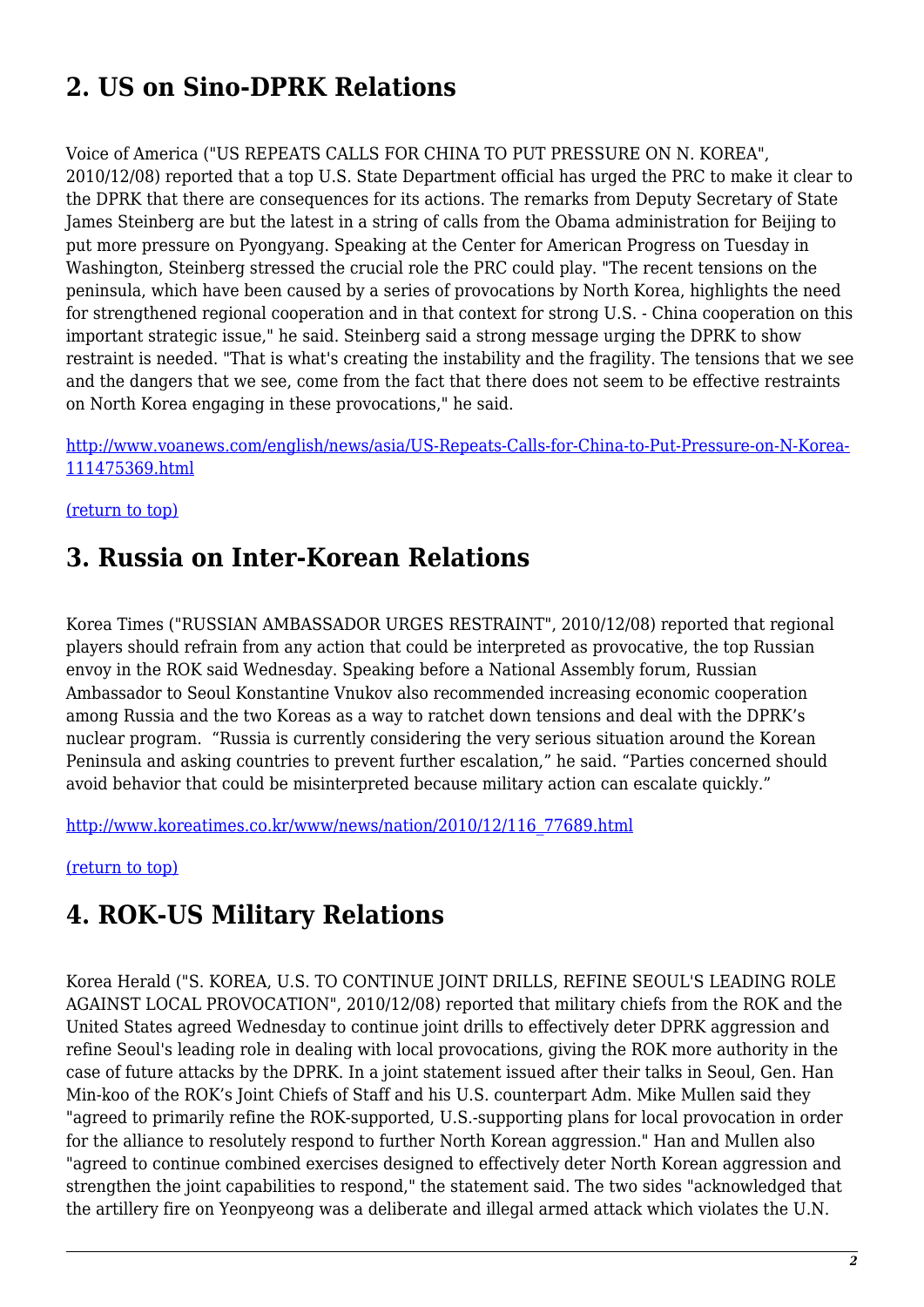## 2. US on Sino-DPRK Relations

Voice of America ("US REPEATS CALLS FOR CHINA TO PUT PRESSURE ON N. KOREA", 2010/12/08) reported that a top U.S. State Department official has urged the PRC to make it clear to the DPRK that there are consequences for its actions. The remarks from Deputy Secretary of State James Steinberg are but the latest in a string of calls from the Obama administration for Beijing to put more pressure on Pyongyang. Speaking at the Center for American Progress on Tuesday in Washington, Steinberg stressed the crucial role the PRC could play. "The recent tensions on the peninsula, which have been caused by a series of provocations by North Korea, highlights the need for strengthened regional cooperation and in that context for strong U.S. - China cooperation on this important strategic issue," he said. Steinberg said a strong message urging the DPRK to show restraint is needed. "That is what's creating the instability and the fragility. The tensions that we see and the dangers that we see, come from the fact that there does not seem to be effective restraints on North Korea engaging in these provocations," he said.

http://www.voanews.com/english/news/asia/US-Repeats-Calls-for-China-to-Put-Pressure-on-N-Korea-111475369.html

(return to top)

## 3. Russia on Inter-Korean Relations

Korea Times ("RUSSIAN AMBASSADOR URGES RESTRAINT", 2010/12/08) reported that regional players should refrain from any action that could be interpreted as provocative, the top Russian envoy in the ROK said Wednesday. Speaking before a National Assembly forum, Russian Ambassador to Seoul Konstantine Vnukov also recommended increasing economic cooperation among Russia and the two Koreas as a way to ratchet down tensions and deal with the DPRK's nuclear program. "Russia is currently considering the very serious situation around the Korean Peninsula and asking countries to prevent further escalation," he said. "Parties concerned should avoid behavior that could be misinterpreted because military action can escalate quickly."

http://www.koreatimes.co.kr/www/news/nation/2010/12/116_77689.html

(return to top)

## 4. ROK-US Military Relations

Korea Herald ("S. KOREA, U.S. TO CONTINUE JOINT DRILLS, REFINE SEOUL'S LEADING ROLE AGAINST LOCAL PROVOCATION", 2010/12/08) reported that military chiefs from the ROK and the United States agreed Wednesday to continue joint drills to effectively deter DPRK aggression and refine Seoul's leading role in dealing with local provocations, giving the ROK more authority in the case of future attacks by the DPRK. In a joint statement issued after their talks in Seoul, Gen. Han Min-koo of the ROK's Joint Chiefs of Staff and his U.S. counterpart Adm. Mike Mullen said they "agreed to primarily refine the ROK-supported, U.S.-supporting plans for local provocation in order for the alliance to resolutely respond to further North Korean aggression." Han and Mullen also "agreed to continue combined exercises designed to effectively deter North Korean aggression and strengthen the joint capabilities to respond," the statement said. The two sides "acknowledged that the artillery fire on Yeonpyeong was a deliberate and illegal armed attack which violates the U.N.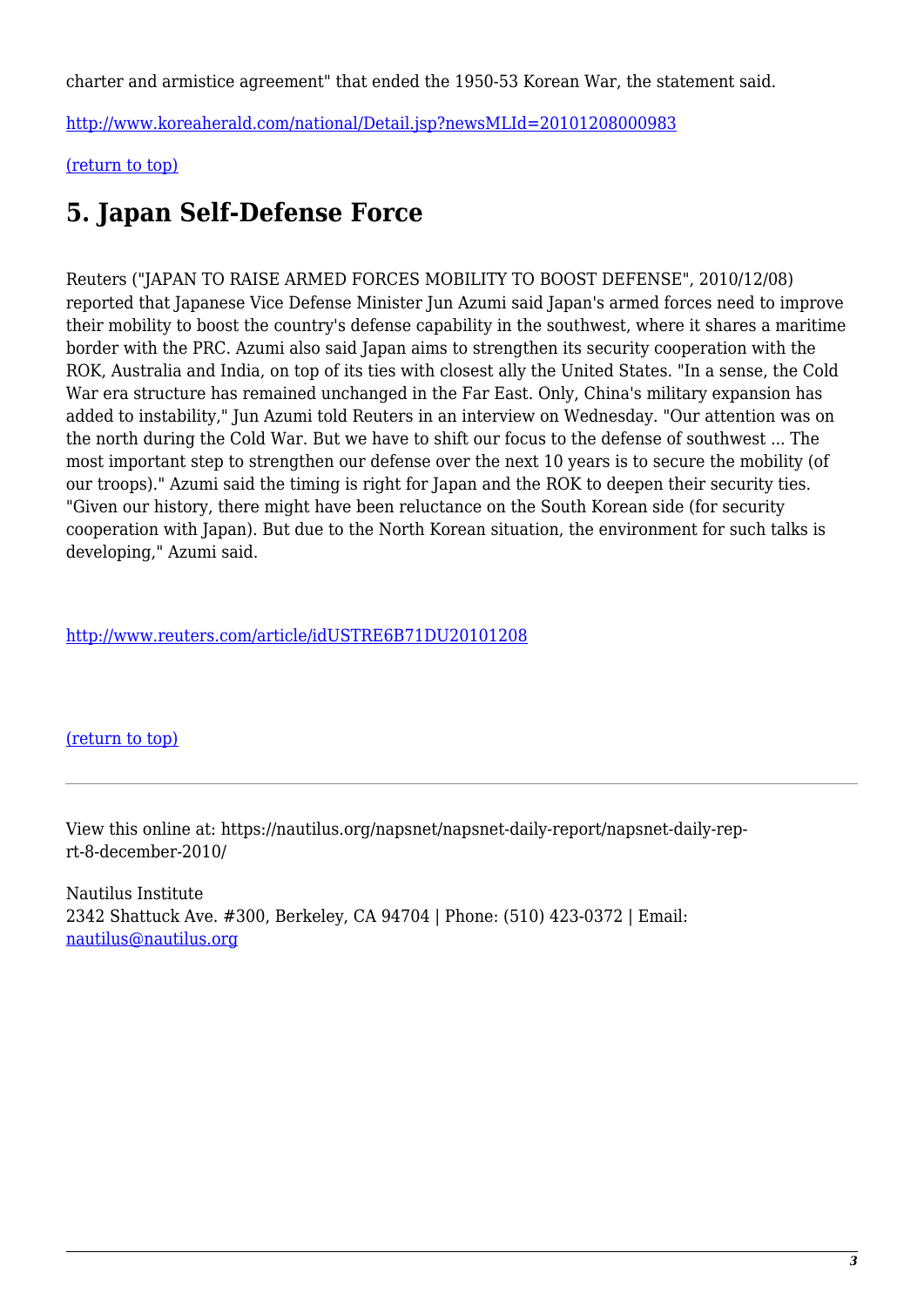charter and armistice agreement" that ended the 1950-53 Korean War, the statement said.

http://www.koreaherald.com/national/Detail.jsp?newsMLId=20101208000983

(return to top)

## 5. Japan Self-Defense Force

Reuters ("JAPAN TO RAISE ARMED FORCES MOBILITY TO BOOST DEFENSE", 2010/12/08) reported that Japanese Vice Defense Minister Jun Azumi said Japan's armed forces need to improve their mobility to boost the country's defense capability in the southwest, where it shares a maritime border with the PRC. Azumi also said Japan aims to strengthen its security cooperation with the ROK, Australia and India, on top of its ties with closest ally the United States. "In a sense, the Cold War era structure has remained unchanged in the Far East. Only, China's military expansion has added to instability," Jun Azumi told Reuters in an interview on Wednesday. "Our attention was on the north during the Cold War. But we have to shift our focus to the defense of southwest ... The most important step to strengthen our defense over the next 10 years is to secure the mobility (of our troops)." Azumi said the timing is right for Japan and the ROK to deepen their security ties. "Given our history, there might have been reluctance on the South Korean side (for security cooperation with Japan). But due to the North Korean situation, the environment for such talks is developing," Azumi said.

http://www.reuters.com/article/idUSTRE6B71DU20101208

(return to top)

---

View this online at: https://nautilus.org/napsnet/napsnet-daily-report/napsnet-daily-report-8-december-2010/

Nautilus Institute
2342 Shattuck Ave. #300, Berkeley, CA 94704 | Phone: (510) 423-0372 | Email: nautilus@nautilus.org